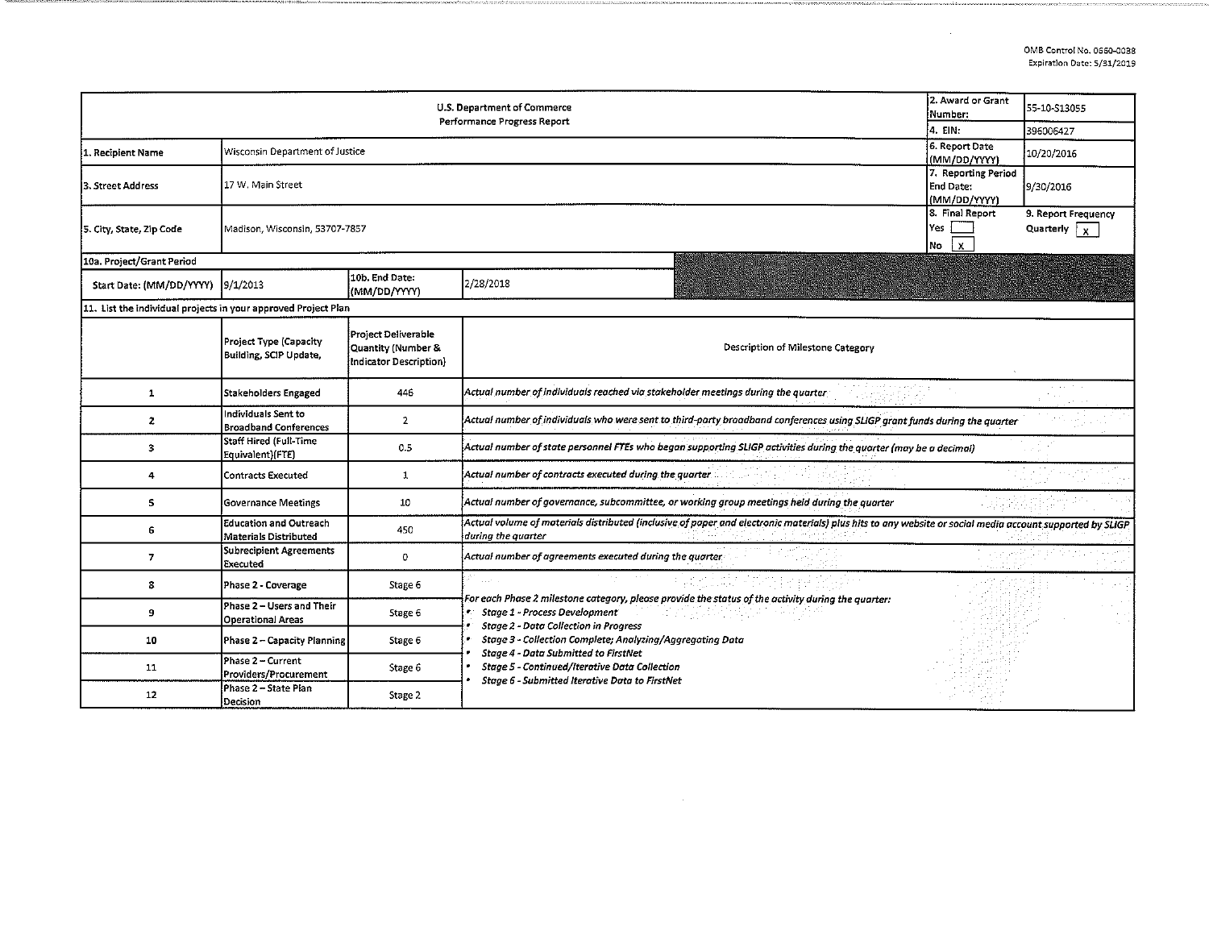OMB Control No. 0660-0038
Expiration Date: 5/31/2019

| U.S. Department of Commerce<br>Performance Progress Report | | | | 2. Award or Grant Number: | 55-10-S13055 |
|---|---|---|---|---|---|
| | | | | 4. EIN: | 396006427 |
| 1. Recipient Name | Wisconsin Department of Justice | | | 6. Report Date (MM/DD/YYYY) | 10/20/2016 |
| 3. Street Address | 17 W. Main Street | | | 7. Reporting Period End Date: (MM/DD/YYYY) | 9/30/2016 |
| 5. City, State, Zip Code | Madison, Wisconsin, 53707-7857 | | | 8. Final Report<br>Yes [ ]<br>No [X] | 9. Report Frequency<br>Quarterly [X] |
| 10a. Project/Grant Period | | | | | |
| Start Date: (MM/DD/YYYY) | 9/1/2013 | 10b. End Date: (MM/DD/YYYY) | 2/28/2018 | | |

11. List the individual projects in your approved Project Plan

| | Project Type (Capacity Building, SCIP Update, | Project Deliverable Quantity (Number & Indicator Description) | Description of Milestone Category |
|---|---|---|---|
| 1 | Stakeholders Engaged | 446 | *Actual number of individuals reached via stakeholder meetings during the quarter* |
| 2 | Individuals Sent to Broadband Conferences | 2 | *Actual number of individuals who were sent to third-party broadband conferences using SLIGP grant funds during the quarter* |
| 3 | Staff Hired (Full-Time Equivalent)(FTE) | 0.5 | *Actual number of state personnel FTEs who began supporting SLIGP activities during the quarter (may be a decimal)* |
| 4 | Contracts Executed | 1 | *Actual number of contracts executed during the quarter* |
| 5 | Governance Meetings | 10 | *Actual number of governance, subcommittee, or working group meetings held during the quarter* |
| 6 | Education and Outreach Materials Distributed | 450 | *Actual volume of materials distributed (inclusive of paper and electronic materials) plus hits to any website or social media account supported by SLIGP during the quarter* |
| 7 | Subrecipient Agreements Executed | 0 | *Actual number of agreements executed during the quarter* |
| 8 | Phase 2 - Coverage | Stage 6 | *For each Phase 2 milestone category, please provide the status of the activity during the quarter:*<br>• *Stage 1 - Process Development*<br>• *Stage 2 - Data Collection in Progress*<br>• *Stage 3 - Collection Complete; Analyzing/Aggregating Data*<br>• *Stage 4 - Data Submitted to FirstNet*<br>• *Stage 5 - Continued/Iterative Data Collection*<br>• *Stage 6 - Submitted Iterative Data to FirstNet* |
| 9 | Phase 2 – Users and Their Operational Areas | Stage 6 | |
| 10 | Phase 2 – Capacity Planning | Stage 6 | |
| 11 | Phase 2 – Current Providers/Procurement | Stage 6 | |
| 12 | Phase 2 – State Plan Decision | Stage 2 | |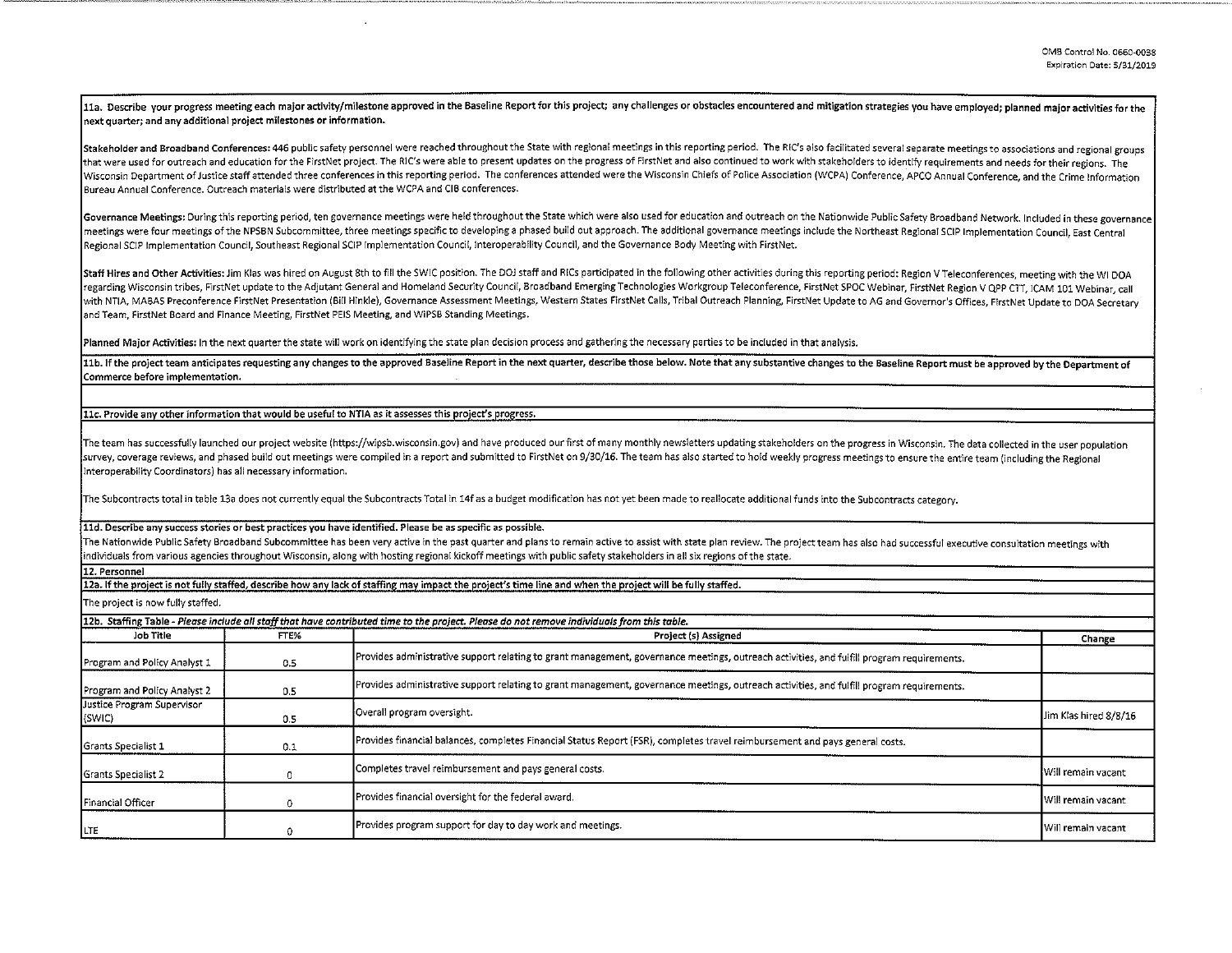**11a. Describe your progress meeting each major activity/milestone approved in the Baseline Report for this project; any challenges or obstacles encountered and mitigation strategies you have employed; planned major activities for the next quarter; and any additional project milestones or information.**

**Stakeholder and Broadband Conferences:** 446 public safety personnel were reached throughout the State with regional meetings in this reporting period. The RIC's also facilitated several separate meetings to associations and regional groups that were used for outreach and education for the FirstNet project. The RIC's were able to present updates on the progress of FirstNet and also continued to work with stakeholders to identify requirements and needs for their regions. The Wisconsin Department of Justice staff attended three conferences in this reporting period. The conferences attended were the Wisconsin Chiefs of Police Association (WCPA) Conference, APCO Annual Conference, and the Crime Information Bureau Annual Conference. Outreach materials were distributed at the WCPA and CIB conferences.

**Governance Meetings:** During this reporting period, ten governance meetings were held throughout the State which were also used for education and outreach on the Nationwide Public Safety Broadband Network. Included in these governance meetings were four meetings of the NPSBN Subcommittee, three meetings specific to developing a phased build out approach. The additional governance meetings include the Northeast Regional SCIP Implementation Council, East Central Regional SCIP Implementation Council, Southeast Regional SCIP Implementation Council, Interoperability Council, and the Governance Body Meeting with FirstNet.

**Staff Hires and Other Activities:** Jim Klas was hired on August 8th to fill the SWIC position. The DOJ staff and RICs participated in the following other activities during this reporting period: Region V Teleconferences, meeting with the WI DOA regarding Wisconsin tribes, FirstNet update to the Adjutant General and Homeland Security Council, Broadband Emerging Technologies Workgroup Teleconference, FirstNet SPOC Webinar, FirstNet Region V QPP CTT, ICAM 101 Webinar, call with NTIA, MABAS Preconference FirstNet Presentation (Bill Hinkle), Governance Assessment Meetings, Western States FirstNet Calls, Tribal Outreach Planning, FirstNet Update to AG and Governor's Offices, FirstNet Update to DOA Secretary and Team, FirstNet Board and Finance Meeting, FirstNet PEIS Meeting, and WiPSB Standing Meetings.

**Planned Major Activities:** In the next quarter the state will work on identifying the state plan decision process and gathering the necessary parties to be included in that analysis.

**11b. If the project team anticipates requesting any changes to the approved Baseline Report in the next quarter, describe those below. Note that any substantive changes to the Baseline Report must be approved by the Department of Commerce before implementation.**

**11c. Provide any other information that would be useful to NTIA as it assesses this project's progress.**

The team has successfully launched our project website (https://wipsb.wisconsin.gov) and have produced our first of many monthly newsletters updating stakeholders on the progress in Wisconsin. The data collected in the user population survey, coverage reviews, and phased build out meetings were compiled in a report and submitted to FirstNet on 9/30/16. The team has also started to hold weekly progress meetings to ensure the entire team (including the Regional Interoperability Coordinators) has all necessary information.

The Subcontracts total in table 13a does not currently equal the Subcontracts Total in 14f as a budget modification has not yet been made to reallocate additional funds into the Subcontracts category.

**11d. Describe any success stories or best practices you have identified. Please be as specific as possible.**

The Nationwide Public Safety Broadband Subcommittee has been very active in the past quarter and plans to remain active to assist with state plan review. The project team has also had successful executive consultation meetings with individuals from various agencies throughout Wisconsin, along with hosting regional kickoff meetings with public safety stakeholders in all six regions of the state.

**12. Personnel**

**12a. If the project is not fully staffed, describe how any lack of staffing may impact the project's time line and when the project will be fully staffed.**

The project is now fully staffed.

**12b. Staffing Table** - *Please include all staff that have contributed time to the project. Please do not remove individuals from this table.*

| Job Title | FTE% | Project (s) Assigned | Change |
|---|---|---|---|
| Program and Policy Analyst 1 | 0.5 | Provides administrative support relating to grant management, governance meetings, outreach activities, and fulfill program requirements. | |
| Program and Policy Analyst 2 | 0.5 | Provides administrative support relating to grant management, governance meetings, outreach activities, and fulfill program requirements. | |
| Justice Program Supervisor (SWIC) | 0.5 | Overall program oversight. | Jim Klas hired 8/8/16 |
| Grants Specialist 1 | 0.1 | Provides financial balances, completes Financial Status Report (FSR), completes travel reimbursement and pays general costs. | |
| Grants Specialist 2 | 0 | Completes travel reimbursement and pays general costs. | Will remain vacant |
| Financial Officer | 0 | Provides financial oversight for the federal award. | Will remain vacant |
| LTE | 0 | Provides program support for day to day work and meetings. | Will remain vacant |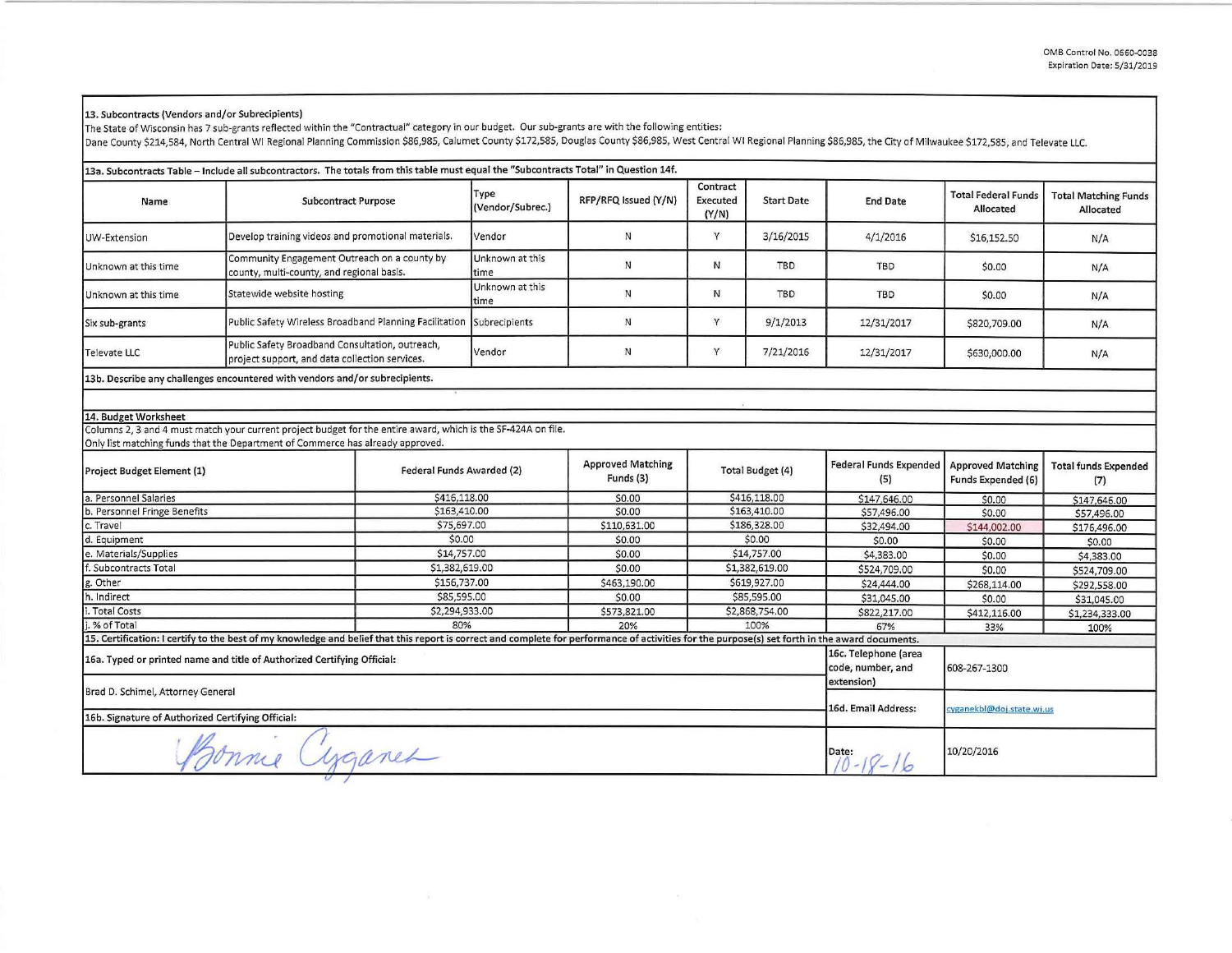OMB Control No. 0660-0038
Expiration Date: 5/31/2019

### 13. Subcontracts (Vendors and/or Subrecipients)

The State of Wisconsin has 7 sub-grants reflected within the "Contractual" category in our budget. Our sub-grants are with the following entities:
Dane County $214,584, North Central WI Regional Planning Commission $86,985, Calumet County $172,585, Douglas County $86,985, West Central WI Regional Planning $86,985, the City of Milwaukee $172,585, and Televate LLC.

**13a. Subcontracts Table – Include all subcontractors. The totals from this table must equal the "Subcontracts Total" in Question 14f.**

| Name | Subcontract Purpose | Type (Vendor/Subrec.) | RFP/RFQ Issued (Y/N) | Contract Executed (Y/N) | Start Date | End Date | Total Federal Funds Allocated | Total Matching Funds Allocated |
|---|---|---|---|---|---|---|---|---|
| UW-Extension | Develop training videos and promotional materials. | Vendor | N | Y | 3/16/2015 | 4/1/2016 | $16,152.50 | N/A |
| Unknown at this time | Community Engagement Outreach on a county by county, multi-county, and regional basis. | Unknown at this time | N | N | TBD | TBD | $0.00 | N/A |
| Unknown at this time | Statewide website hosting | Unknown at this time | N | N | TBD | TBD | $0.00 | N/A |
| Six sub-grants | Public Safety Wireless Broadband Planning Facilitation | Subrecipients | N | Y | 9/1/2013 | 12/31/2017 | $820,709.00 | N/A |
| Televate LLC | Public Safety Broadband Consultation, outreach, project support, and data collection services. | Vendor | N | Y | 7/21/2016 | 12/31/2017 | $630,000.00 | N/A |

**13b. Describe any challenges encountered with vendors and/or subrecipients.**

### 14. Budget Worksheet

Columns 2, 3 and 4 must match your current project budget for the entire award, which is the SF-424A on file.
Only list matching funds that the Department of Commerce has already approved.

| Project Budget Element (1) | Federal Funds Awarded (2) | Approved Matching Funds (3) | Total Budget (4) | Federal Funds Expended (5) | Approved Matching Funds Expended (6) | Total funds Expended (7) |
|---|---|---|---|---|---|---|
| a. Personnel Salaries | $416,118.00 | $0.00 | $416,118.00 | $147,646.00 | $0.00 | $147,646.00 |
| b. Personnel Fringe Benefits | $163,410.00 | $0.00 | $163,410.00 | $57,496.00 | $0.00 | $57,496.00 |
| c. Travel | $75,697.00 | $110,631.00 | $186,328.00 | $32,494.00 | $144,002.00 | $176,496.00 |
| d. Equipment | $0.00 | $0.00 | $0.00 | $0.00 | $0.00 | $0.00 |
| e. Materials/Supplies | $14,757.00 | $0.00 | $14,757.00 | $4,383.00 | $0.00 | $4,383.00 |
| f. Subcontracts Total | $1,382,619.00 | $0.00 | $1,382,619.00 | $524,709.00 | $0.00 | $524,709.00 |
| g. Other | $156,737.00 | $463,190.00 | $619,927.00 | $24,444.00 | $268,114.00 | $292,558.00 |
| h. Indirect | $85,595.00 | $0.00 | $85,595.00 | $31,045.00 | $0.00 | $31,045.00 |
| i. Total Costs | $2,294,933.00 | $573,821.00 | $2,868,754.00 | $822,217.00 | $412,116.00 | $1,234,333.00 |
| j. % of Total | 80% | 20% | 100% | 67% | 33% | 100% |

**15. Certification: I certify to the best of my knowledge and belief that this report is correct and complete for performance of activities for the purpose(s) set forth in the award documents.**

| | | |
|---|---|---|
| 16a. Typed or printed name and title of Authorized Certifying Official: | 16c. Telephone (area code, number, and extension) | 608-267-1300 |
| Brad D. Schimel, Attorney General | 16d. Email Address: | cyganekbl@doj.state.wi.us |
| 16b. Signature of Authorized Certifying Official: | | |
| Bonnie Cyganek | Date: 10-18-16 | 10/20/2016 |